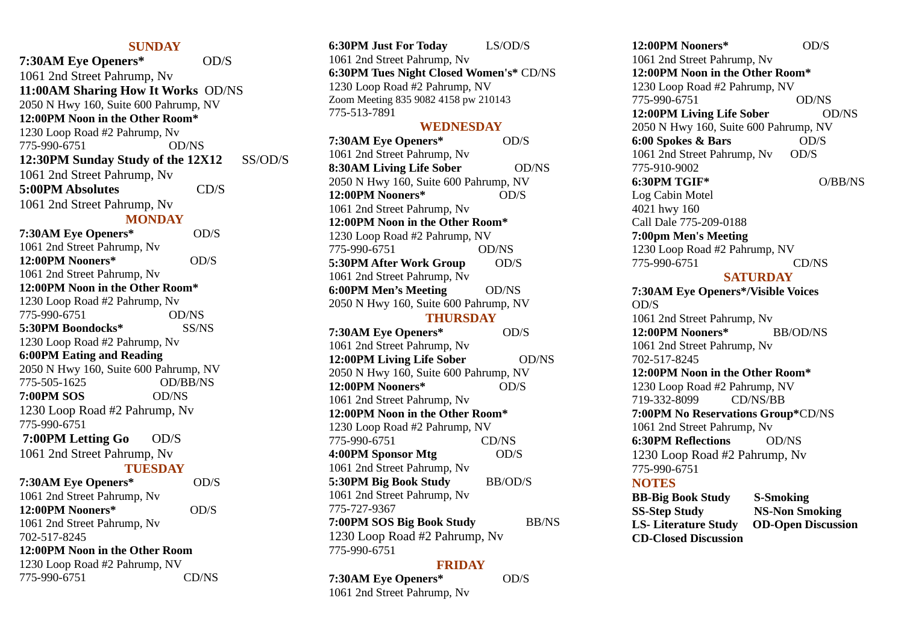## SUNDAY

**7:30AM Eye Openers*** OD/S
1061 2nd Street Pahrump, Nv

**11:00AM Sharing How It Works** OD/NS
2050 N Hwy 160, Suite 600 Pahrump, NV

**12:00PM Noon in the Other Room***
1230 Loop Road #2 Pahrump, Nv
775-990-6751 OD/NS

**12:30PM Sunday Study of the 12X12** SS/OD/S
1061 2nd Street Pahrump, Nv

**5:00PM Absolutes** CD/S
1061 2nd Street Pahrump, Nv

## MONDAY

**7:30AM Eye Openers*** OD/S
1061 2nd Street Pahrump, Nv

**12:00PM Nooners*** OD/S
1061 2nd Street Pahrump, Nv

**12:00PM Noon in the Other Room***
1230 Loop Road #2 Pahrump, Nv
775-990-6751 OD/NS

**5:30PM Boondocks*** SS/NS
1230 Loop Road #2 Pahrump, Nv

**6:00PM Eating and Reading**
2050 N Hwy 160, Suite 600 Pahrump, NV
775-505-1625 OD/BB/NS

**7:00PM SOS** OD/NS
1230 Loop Road #2 Pahrump, Nv
775-990-6751

**7:00PM Letting Go** OD/S
1061 2nd Street Pahrump, Nv

## TUESDAY

**7:30AM Eye Openers*** OD/S
1061 2nd Street Pahrump, Nv

**12:00PM Nooners*** OD/S
1061 2nd Street Pahrump, Nv
702-517-8245

**12:00PM Noon in the Other Room**
1230 Loop Road #2 Pahrump, NV
775-990-6751 CD/NS

**6:30PM Just For Today** LS/OD/S
1061 2nd Street Pahrump, Nv

**6:30PM Tues Night Closed Women's*** CD/NS
1230 Loop Road #2 Pahrump, NV
Zoom Meeting 835 9082 4158 pw 210143
775-513-7891

## WEDNESDAY

**7:30AM Eye Openers*** OD/S
1061 2nd Street Pahrump, Nv

**8:30AM Living Life Sober** OD/NS
2050 N Hwy 160, Suite 600 Pahrump, NV

**12:00PM Nooners*** OD/S
1061 2nd Street Pahrump, Nv

**12:00PM Noon in the Other Room***
1230 Loop Road #2 Pahrump, NV
775-990-6751 OD/NS

**5:30PM After Work Group** OD/S
1061 2nd Street Pahrump, Nv

**6:00PM Men's Meeting** OD/NS
2050 N Hwy 160, Suite 600 Pahrump, NV

## THURSDAY

**7:30AM Eye Openers*** OD/S
1061 2nd Street Pahrump, Nv

**12:00PM Living Life Sober** OD/NS
2050 N Hwy 160, Suite 600 Pahrump, NV

**12:00PM Nooners*** OD/S
1061 2nd Street Pahrump, Nv

**12:00PM Noon in the Other Room***
1230 Loop Road #2 Pahrump, NV
775-990-6751 CD/NS

**4:00PM Sponsor Mtg** OD/S
1061 2nd Street Pahrump, Nv

**5:30PM Big Book Study** BB/OD/S
1061 2nd Street Pahrump, Nv
775-727-9367

**7:00PM SOS Big Book Study** BB/NS
1230 Loop Road #2 Pahrump, Nv
775-990-6751

## FRIDAY

**7:30AM Eye Openers*** OD/S
1061 2nd Street Pahrump, Nv

**12:00PM Nooners*** OD/S
1061 2nd Street Pahrump, Nv

**12:00PM Noon in the Other Room***
1230 Loop Road #2 Pahrump, NV
775-990-6751 OD/NS

**12:00PM Living Life Sober** OD/NS
2050 N Hwy 160, Suite 600 Pahrump, NV

**6:00 Spokes & Bars** OD/S
1061 2nd Street Pahrump, Nv OD/S
775-910-9002

**6:30PM TGIF*** O/BB/NS
Log Cabin Motel
4021 hwy 160
Call Dale 775-209-0188

**7:00pm Men's Meeting**
1230 Loop Road #2 Pahrump, NV
775-990-6751 CD/NS

## SATURDAY

**7:30AM Eye Openers*/Visible Voices**
OD/S
1061 2nd Street Pahrump, Nv

**12:00PM Nooners*** BB/OD/NS
1061 2nd Street Pahrump, Nv
702-517-8245

**12:00PM Noon in the Other Room***
1230 Loop Road #2 Pahrump, NV
719-332-8099 CD/NS/BB

**7:00PM No Reservations Group***CD/NS
1061 2nd Street Pahrump, Nv

**6:30PM Reflections** OD/NS
1230 Loop Road #2 Pahrump, Nv
775-990-6751

## NOTES

**BB-Big Book Study** **S-Smoking**
**SS-Step Study** **NS-Non Smoking**
**LS- Literature Study** **OD-Open Discussion**
**CD-Closed Discussion**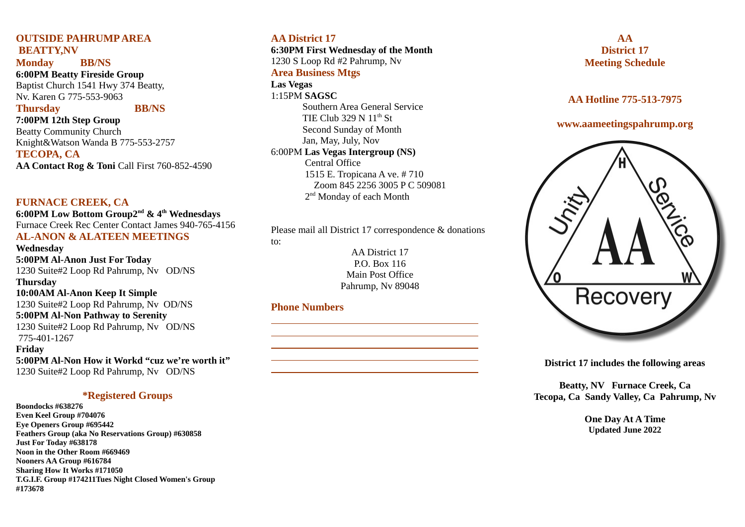## OUTSIDE PAHRUMP AREA

### BEATTY,NV

**Monday BB/NS**

**6:00PM Beatty Fireside Group**
Baptist Church 1541 Hwy 374 Beatty, Nv. Karen G 775-553-9063

**Thursday BB/NS**

**7:00PM 12th Step Group**
Beatty Community Church
Knight&Watson Wanda B 775-553-2757

### TECOPA, CA

**AA Contact Rog & Toni** Call First 760-852-4590

### FURNACE CREEK, CA

**6:00PM Low Bottom Group2nd & 4th Wednesdays**
Furnace Creek Rec Center Contact James 940-765-4156

### AL-ANON & ALATEEN MEETINGS

**Wednesday**

**5:00PM Al-Anon Just For Today**
1230 Suite#2 Loop Rd Pahrump, Nv OD/NS

**Thursday**

**10:00AM Al-Anon Keep It Simple**
1230 Suite#2 Loop Rd Pahrump, Nv OD/NS

**5:00PM Al-Non Pathway to Serenity**
1230 Suite#2 Loop Rd Pahrump, Nv OD/NS
775-401-1267

**Friday**

**5:00PM Al-Non How it Workd "cuz we're worth it"**
1230 Suite#2 Loop Rd Pahrump, Nv OD/NS

### *Registered Groups

**Boondocks #638276**
**Even Keel Group #704076**
**Eye Openers Group #695442**
**Feathers Group (aka No Reservations Group) #630858**
**Just For Today #638178**
**Noon in the Other Room #669469**
**Nooners AA Group #616784**
**Sharing How It Works #171050**
**T.G.I.F. Group #174211Tues Night Closed Women's Group #173678**

## AA District 17

**6:30PM First Wednesday of the Month**
1230 S Loop Rd #2 Pahrump, Nv

### Area Business Mtgs

**Las Vegas**

1:15PM **SAGSC**
Southern Area General Service
TIE Club 329 N 11th St
Second Sunday of Month
Jan, May, July, Nov

6:00PM **Las Vegas Intergroup (NS)**
Central Office
1515 E. Tropicana A ve. # 710
Zoom 845 2256 3005 P C 509081
2nd Monday of each Month

Please mail all District 17 correspondence & donations to:

AA District 17
P.O. Box 116
Main Post Office
Pahrump, Nv 89048

### Phone Numbers

______________________________
______________________________
______________________________
______________________________
______________________________

# AA District 17 Meeting Schedule

**AA Hotline 775-513-7975**

**www.aameetingspahrump.org**

Unity Service Recovery
H O W
AA

**District 17 includes the following areas**

**Beatty, NV Furnace Creek, Ca**
**Tecopa, Ca Sandy Valley, Ca Pahrump, Nv**

**One Day At A Time**
**Updated June 2022**